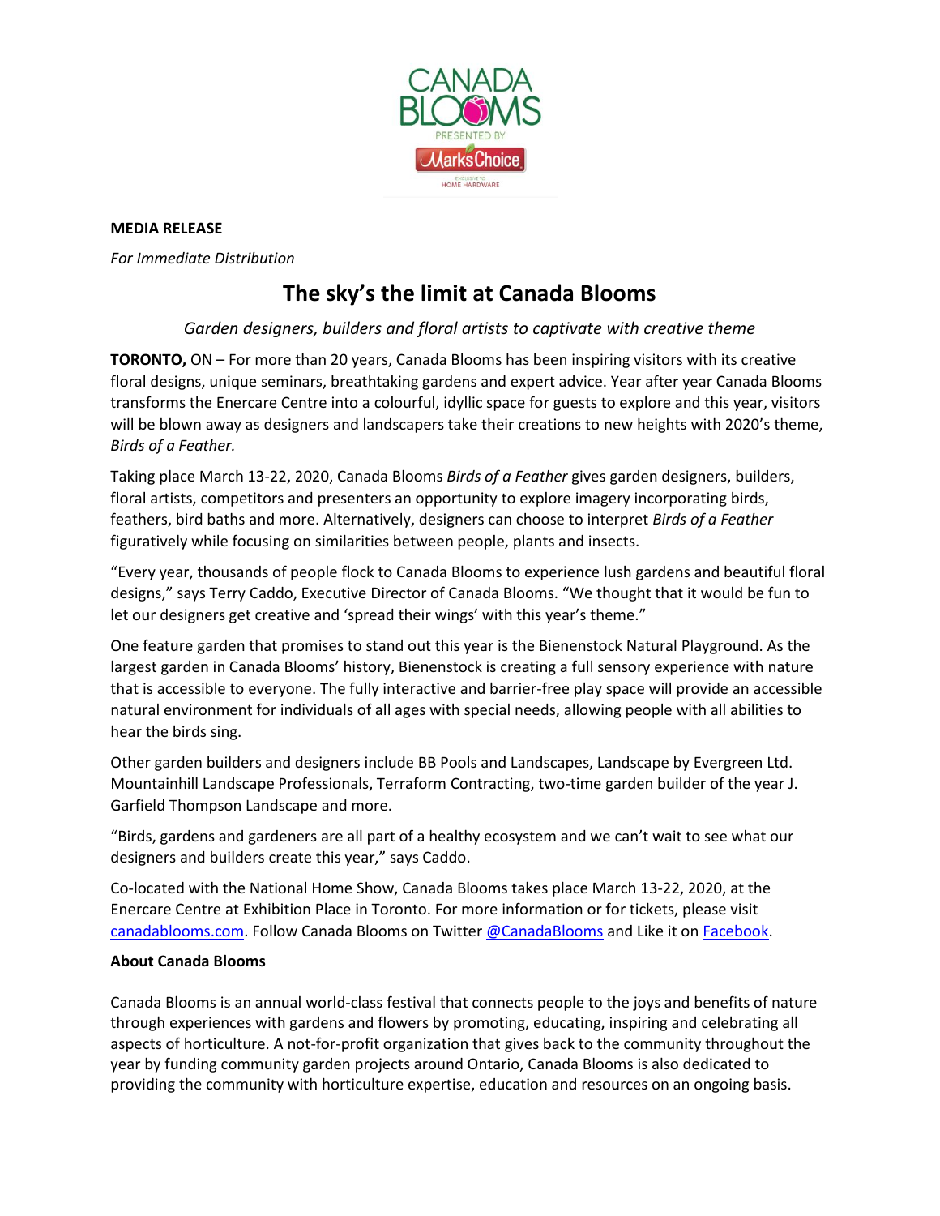**MEDIA RELEASE**

*For Immediate Distribution*

# The sky's the limit at Canada Blooms

*Garden designers, builders and floral artists to captivate with creative theme*

**TORONTO,** ON – For more than 20 years, Canada Blooms has been inspiring visitors with its creative floral designs, unique seminars, breathtaking gardens and expert advice. Year after year Canada Blooms transforms the Enercare Centre into a colourful, idyllic space for guests to explore and this year, visitors will be blown away as designers and landscapers take their creations to new heights with 2020's theme, *Birds of a Feather.*

Taking place March 13-22, 2020, Canada Blooms *Birds of a Feather* gives garden designers, builders, floral artists, competitors and presenters an opportunity to explore imagery incorporating birds, feathers, bird baths and more. Alternatively, designers can choose to interpret *Birds of a Feather* figuratively while focusing on similarities between people, plants and insects.

"Every year, thousands of people flock to Canada Blooms to experience lush gardens and beautiful floral designs," says Terry Caddo, Executive Director of Canada Blooms. "We thought that it would be fun to let our designers get creative and 'spread their wings' with this year's theme."

One feature garden that promises to stand out this year is the Bienenstock Natural Playground. As the largest garden in Canada Blooms' history, Bienenstock is creating a full sensory experience with nature that is accessible to everyone. The fully interactive and barrier-free play space will provide an accessible natural environment for individuals of all ages with special needs, allowing people with all abilities to hear the birds sing.

Other garden builders and designers include BB Pools and Landscapes, Landscape by Evergreen Ltd. Mountainhill Landscape Professionals, Terraform Contracting, two-time garden builder of the year J. Garfield Thompson Landscape and more.

"Birds, gardens and gardeners are all part of a healthy ecosystem and we can't wait to see what our designers and builders create this year," says Caddo.

Co-located with the National Home Show, Canada Blooms takes place March 13-22, 2020, at the Enercare Centre at Exhibition Place in Toronto. For more information or for tickets, please visit canadablooms.com. Follow Canada Blooms on Twitter @CanadaBlooms and Like it on Facebook.

**About Canada Blooms**

Canada Blooms is an annual world-class festival that connects people to the joys and benefits of nature through experiences with gardens and flowers by promoting, educating, inspiring and celebrating all aspects of horticulture. A not-for-profit organization that gives back to the community throughout the year by funding community garden projects around Ontario, Canada Blooms is also dedicated to providing the community with horticulture expertise, education and resources on an ongoing basis.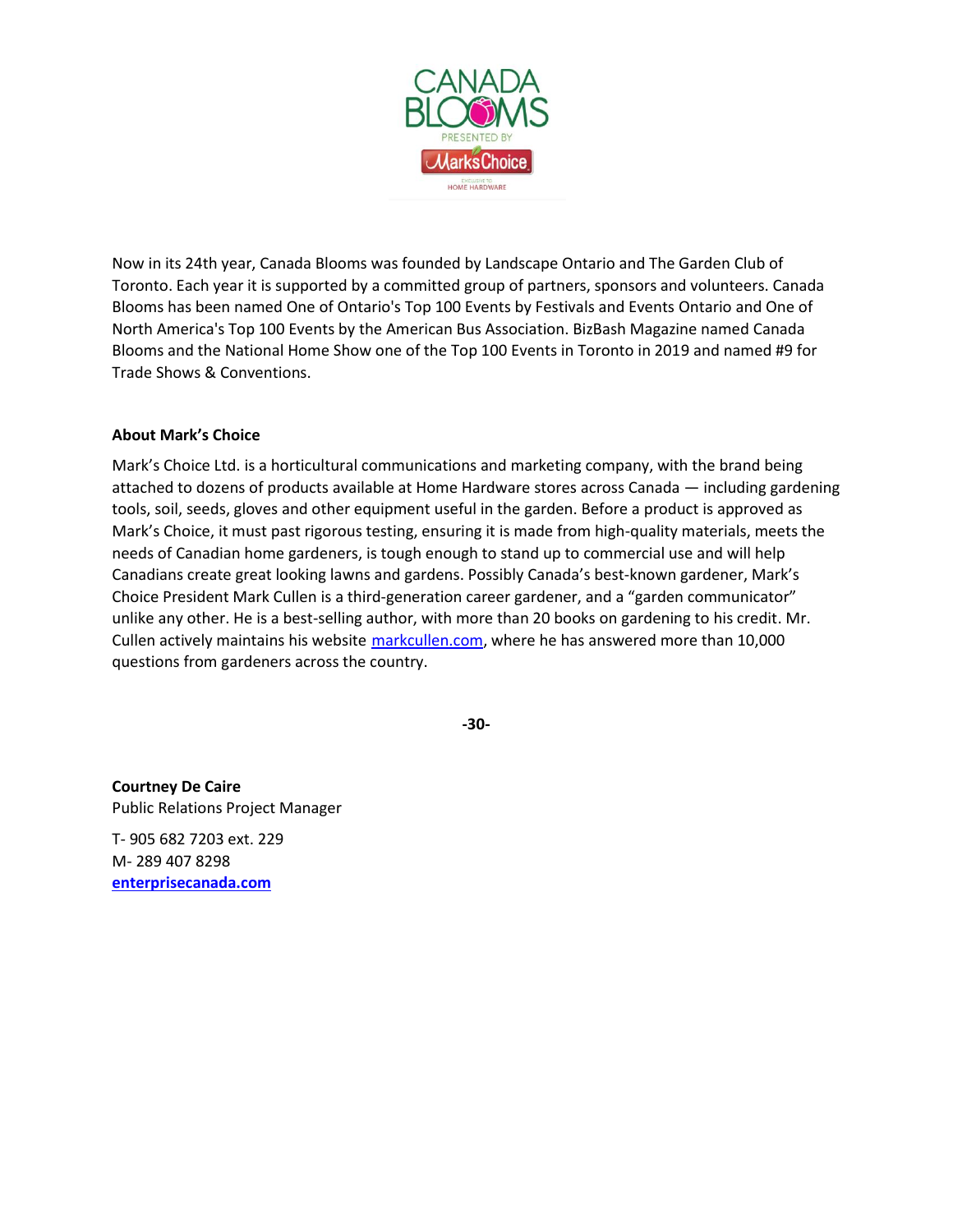Now in its 24th year, Canada Blooms was founded by Landscape Ontario and The Garden Club of Toronto. Each year it is supported by a committed group of partners, sponsors and volunteers. Canada Blooms has been named One of Ontario's Top 100 Events by Festivals and Events Ontario and One of North America's Top 100 Events by the American Bus Association. BizBash Magazine named Canada Blooms and the National Home Show one of the Top 100 Events in Toronto in 2019 and named #9 for Trade Shows & Conventions.

**About Mark's Choice**

Mark's Choice Ltd. is a horticultural communications and marketing company, with the brand being attached to dozens of products available at Home Hardware stores across Canada — including gardening tools, soil, seeds, gloves and other equipment useful in the garden. Before a product is approved as Mark's Choice, it must past rigorous testing, ensuring it is made from high-quality materials, meets the needs of Canadian home gardeners, is tough enough to stand up to commercial use and will help Canadians create great looking lawns and gardens. Possibly Canada's best-known gardener, Mark's Choice President Mark Cullen is a third-generation career gardener, and a "garden communicator" unlike any other. He is a best-selling author, with more than 20 books on gardening to his credit. Mr. Cullen actively maintains his website markcullen.com, where he has answered more than 10,000 questions from gardeners across the country.

**-30-**

**Courtney De Caire**
Public Relations Project Manager

T- 905 682 7203 ext. 229
M- 289 407 8298
**enterprisecanada.com**